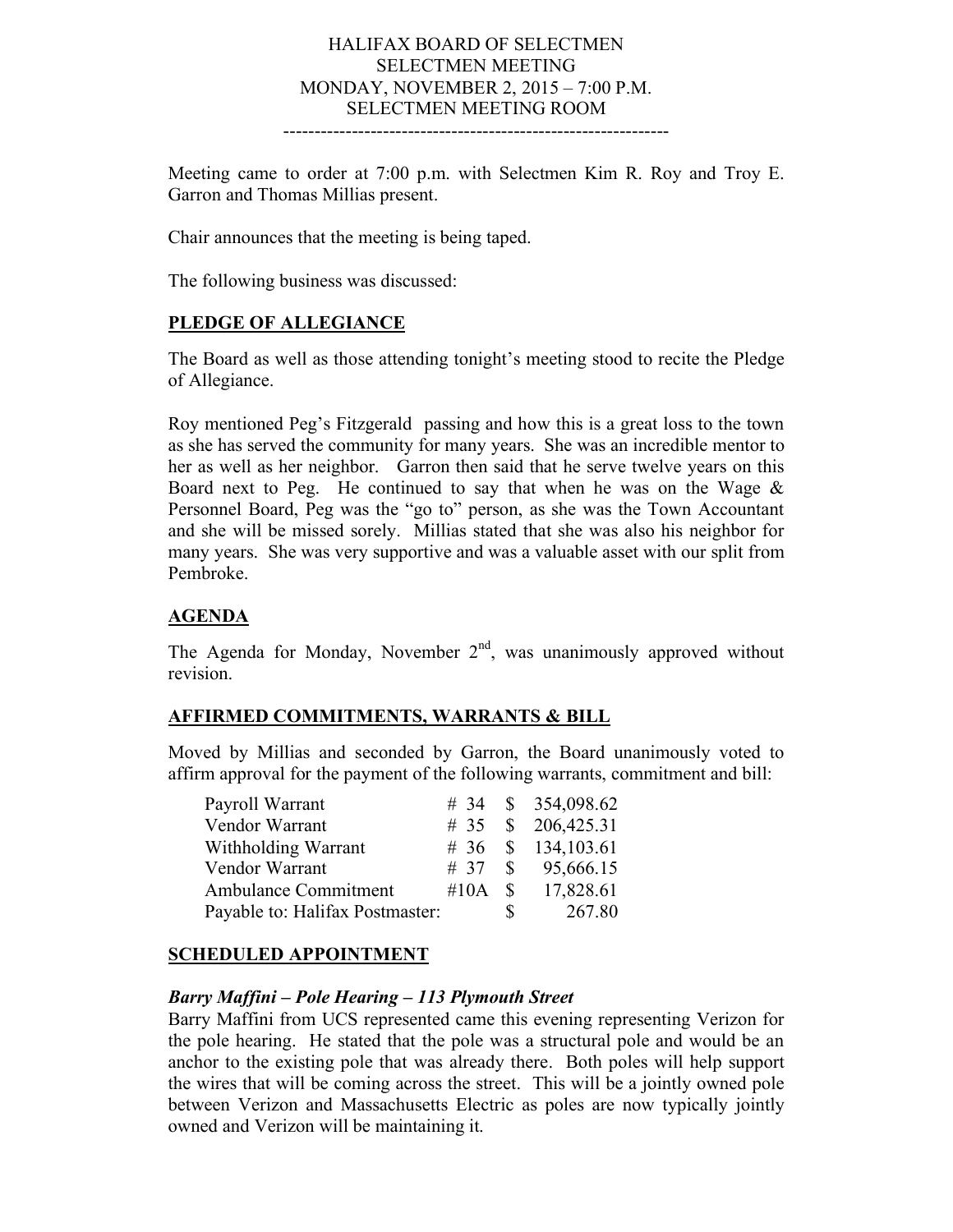HALIFAX BOARD OF SELECTMEN
SELECTMEN MEETING
MONDAY, NOVEMBER 2, 2015 – 7:00 P.M.
SELECTMEN MEETING ROOM

---

Meeting came to order at 7:00 p.m. with Selectmen Kim R. Roy and Troy E. Garron and Thomas Millias present.

Chair announces that the meeting is being taped.

The following business was discussed:

## PLEDGE OF ALLEGIANCE

The Board as well as those attending tonight's meeting stood to recite the Pledge of Allegiance.

Roy mentioned Peg's Fitzgerald passing and how this is a great loss to the town as she has served the community for many years. She was an incredible mentor to her as well as her neighbor. Garron then said that he serve twelve years on this Board next to Peg. He continued to say that when he was on the Wage & Personnel Board, Peg was the "go to" person, as she was the Town Accountant and she will be missed sorely. Millias stated that she was also his neighbor for many years. She was very supportive and was a valuable asset with our split from Pembroke.

## AGENDA

The Agenda for Monday, November 2nd, was unanimously approved without revision.

## AFFIRMED COMMITMENTS, WARRANTS & BILL

Moved by Millias and seconded by Garron, the Board unanimously voted to affirm approval for the payment of the following warrants, commitment and bill:

| | | | |
|---|---|---|---|
| Payroll Warrant | # 34 | $ | 354,098.62 |
| Vendor Warrant | # 35 | $ | 206,425.31 |
| Withholding Warrant | # 36 | $ | 134,103.61 |
| Vendor Warrant | # 37 | $ | 95,666.15 |
| Ambulance Commitment | #10A | $ | 17,828.61 |
| Payable to: Halifax Postmaster: | | $ | 267.80 |

## SCHEDULED APPOINTMENT

### *Barry Maffini – Pole Hearing – 113 Plymouth Street*

Barry Maffini from UCS represented came this evening representing Verizon for the pole hearing. He stated that the pole was a structural pole and would be an anchor to the existing pole that was already there. Both poles will help support the wires that will be coming across the street. This will be a jointly owned pole between Verizon and Massachusetts Electric as poles are now typically jointly owned and Verizon will be maintaining it.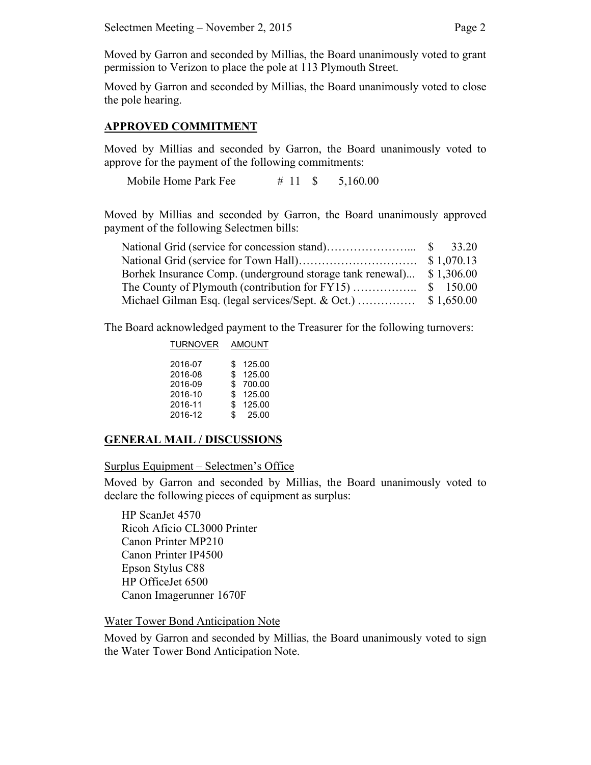Moved by Garron and seconded by Millias, the Board unanimously voted to grant permission to Verizon to place the pole at 113 Plymouth Street.

Moved by Garron and seconded by Millias, the Board unanimously voted to close the pole hearing.

## APPROVED COMMITMENT

Moved by Millias and seconded by Garron, the Board unanimously voted to approve for the payment of the following commitments:

| | | |
|---|---|---|
| Mobile Home Park Fee | # 11 | $ 5,160.00 |

Moved by Millias and seconded by Garron, the Board unanimously approved payment of the following Selectmen bills:

| | |
|---|---|
| National Grid (service for concession stand)………………….. | $ 33.20 |
| National Grid (service for Town Hall)…………………………. | $ 1,070.13 |
| Borhek Insurance Comp. (underground storage tank renewal)... | $ 1,306.00 |
| The County of Plymouth (contribution for FY15) …………….. | $ 150.00 |
| Michael Gilman Esq. (legal services/Sept. & Oct.) …………… | $ 1,650.00 |

The Board acknowledged payment to the Treasurer for the following turnovers:

| TURNOVER | AMOUNT |
|---|---|
| 2016-07 | $ 125.00 |
| 2016-08 | $ 125.00 |
| 2016-09 | $ 700.00 |
| 2016-10 | $ 125.00 |
| 2016-11 | $ 125.00 |
| 2016-12 | $ 25.00 |

## GENERAL MAIL / DISCUSSIONS

Surplus Equipment – Selectmen's Office

Moved by Garron and seconded by Millias, the Board unanimously voted to declare the following pieces of equipment as surplus:

HP ScanJet 4570
Ricoh Aficio CL3000 Printer
Canon Printer MP210
Canon Printer IP4500
Epson Stylus C88
HP OfficeJet 6500
Canon Imagerunner 1670F

Water Tower Bond Anticipation Note

Moved by Garron and seconded by Millias, the Board unanimously voted to sign the Water Tower Bond Anticipation Note.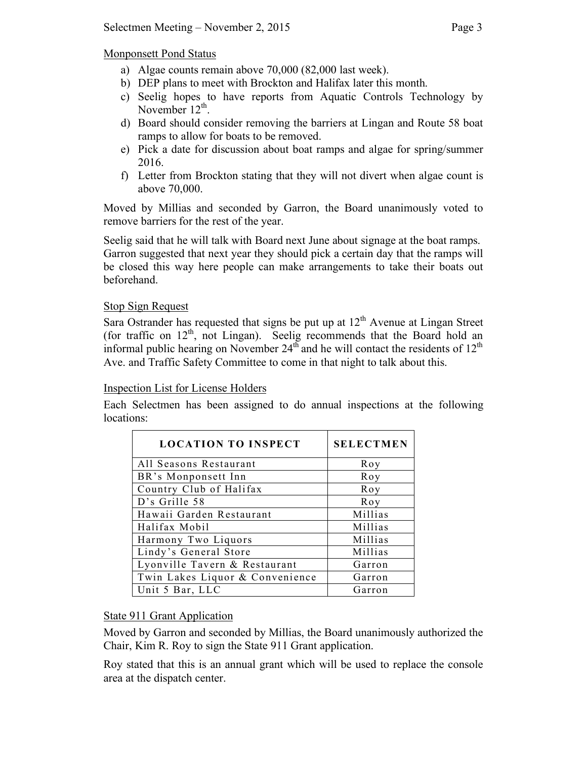Monponsett Pond Status

a) Algae counts remain above 70,000 (82,000 last week).
b) DEP plans to meet with Brockton and Halifax later this month.
c) Seelig hopes to have reports from Aquatic Controls Technology by November 12th.
d) Board should consider removing the barriers at Lingan and Route 58 boat ramps to allow for boats to be removed.
e) Pick a date for discussion about boat ramps and algae for spring/summer 2016.
f) Letter from Brockton stating that they will not divert when algae count is above 70,000.

Moved by Millias and seconded by Garron, the Board unanimously voted to remove barriers for the rest of the year.

Seelig said that he will talk with Board next June about signage at the boat ramps. Garron suggested that next year they should pick a certain day that the ramps will be closed this way here people can make arrangements to take their boats out beforehand.

Stop Sign Request

Sara Ostrander has requested that signs be put up at 12th Avenue at Lingan Street (for traffic on 12th, not Lingan). Seelig recommends that the Board hold an informal public hearing on November 24th and he will contact the residents of 12th Ave. and Traffic Safety Committee to come in that night to talk about this.

Inspection List for License Holders

Each Selectmen has been assigned to do annual inspections at the following locations:

| LOCATION TO INSPECT | SELECTMEN |
|---|---|
| All Seasons Restaurant | Roy |
| BR's Monponsett Inn | Roy |
| Country Club of Halifax | Roy |
| D's Grille 58 | Roy |
| Hawaii Garden Restaurant | Millias |
| Halifax Mobil | Millias |
| Harmony Two Liquors | Millias |
| Lindy's General Store | Millias |
| Lyonville Tavern & Restaurant | Garron |
| Twin Lakes Liquor & Convenience | Garron |
| Unit 5 Bar, LLC | Garron |

State 911 Grant Application

Moved by Garron and seconded by Millias, the Board unanimously authorized the Chair, Kim R. Roy to sign the State 911 Grant application.

Roy stated that this is an annual grant which will be used to replace the console area at the dispatch center.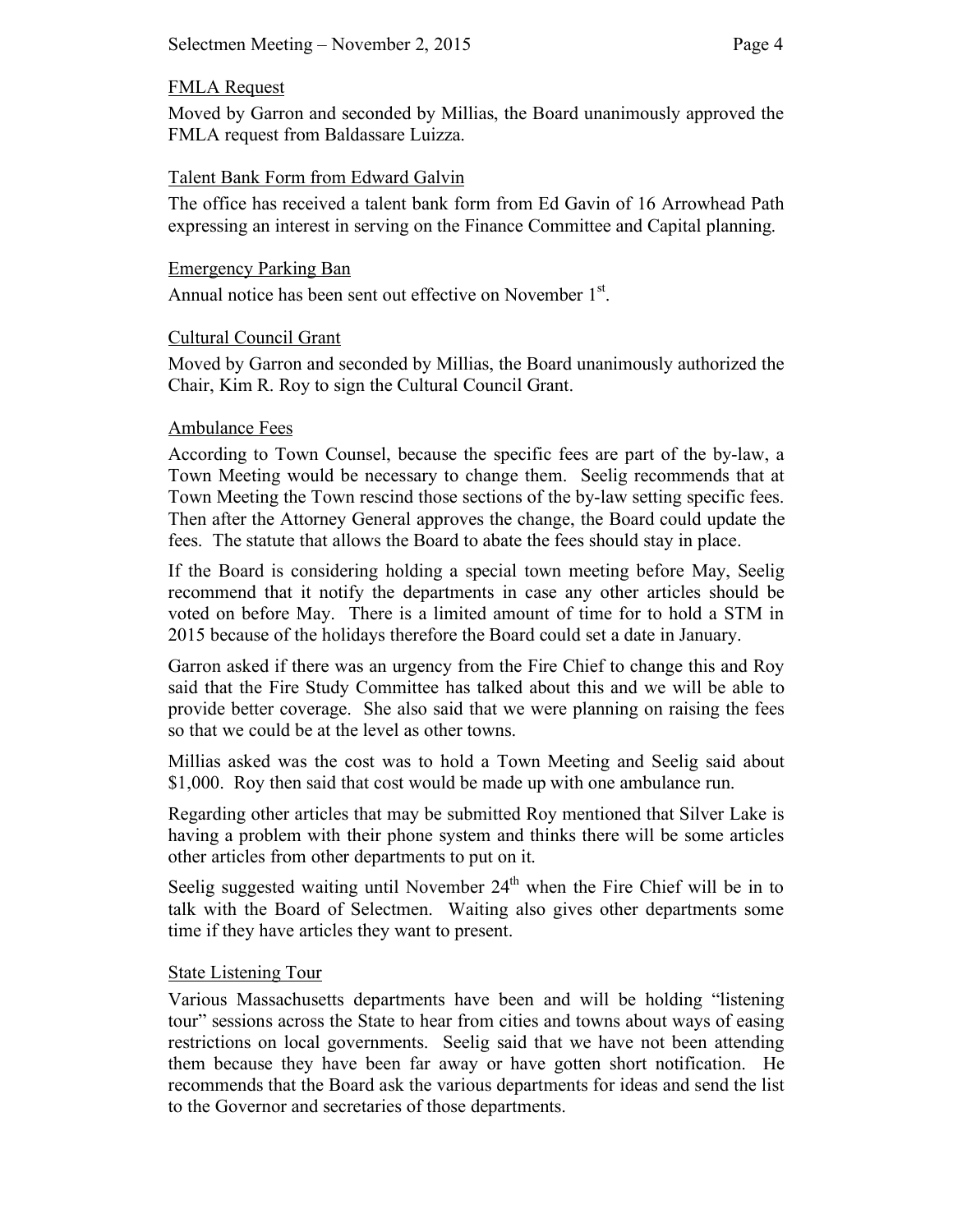FMLA Request

Moved by Garron and seconded by Millias, the Board unanimously approved the FMLA request from Baldassare Luizza.

Talent Bank Form from Edward Galvin

The office has received a talent bank form from Ed Gavin of 16 Arrowhead Path expressing an interest in serving on the Finance Committee and Capital planning.

Emergency Parking Ban

Annual notice has been sent out effective on November 1st.

Cultural Council Grant

Moved by Garron and seconded by Millias, the Board unanimously authorized the Chair, Kim R. Roy to sign the Cultural Council Grant.

Ambulance Fees

According to Town Counsel, because the specific fees are part of the by-law, a Town Meeting would be necessary to change them. Seelig recommends that at Town Meeting the Town rescind those sections of the by-law setting specific fees. Then after the Attorney General approves the change, the Board could update the fees. The statute that allows the Board to abate the fees should stay in place.

If the Board is considering holding a special town meeting before May, Seelig recommend that it notify the departments in case any other articles should be voted on before May. There is a limited amount of time for to hold a STM in 2015 because of the holidays therefore the Board could set a date in January.

Garron asked if there was an urgency from the Fire Chief to change this and Roy said that the Fire Study Committee has talked about this and we will be able to provide better coverage. She also said that we were planning on raising the fees so that we could be at the level as other towns.

Millias asked was the cost was to hold a Town Meeting and Seelig said about $1,000. Roy then said that cost would be made up with one ambulance run.

Regarding other articles that may be submitted Roy mentioned that Silver Lake is having a problem with their phone system and thinks there will be some articles other articles from other departments to put on it.

Seelig suggested waiting until November 24th when the Fire Chief will be in to talk with the Board of Selectmen. Waiting also gives other departments some time if they have articles they want to present.

State Listening Tour

Various Massachusetts departments have been and will be holding "listening tour" sessions across the State to hear from cities and towns about ways of easing restrictions on local governments. Seelig said that we have not been attending them because they have been far away or have gotten short notification. He recommends that the Board ask the various departments for ideas and send the list to the Governor and secretaries of those departments.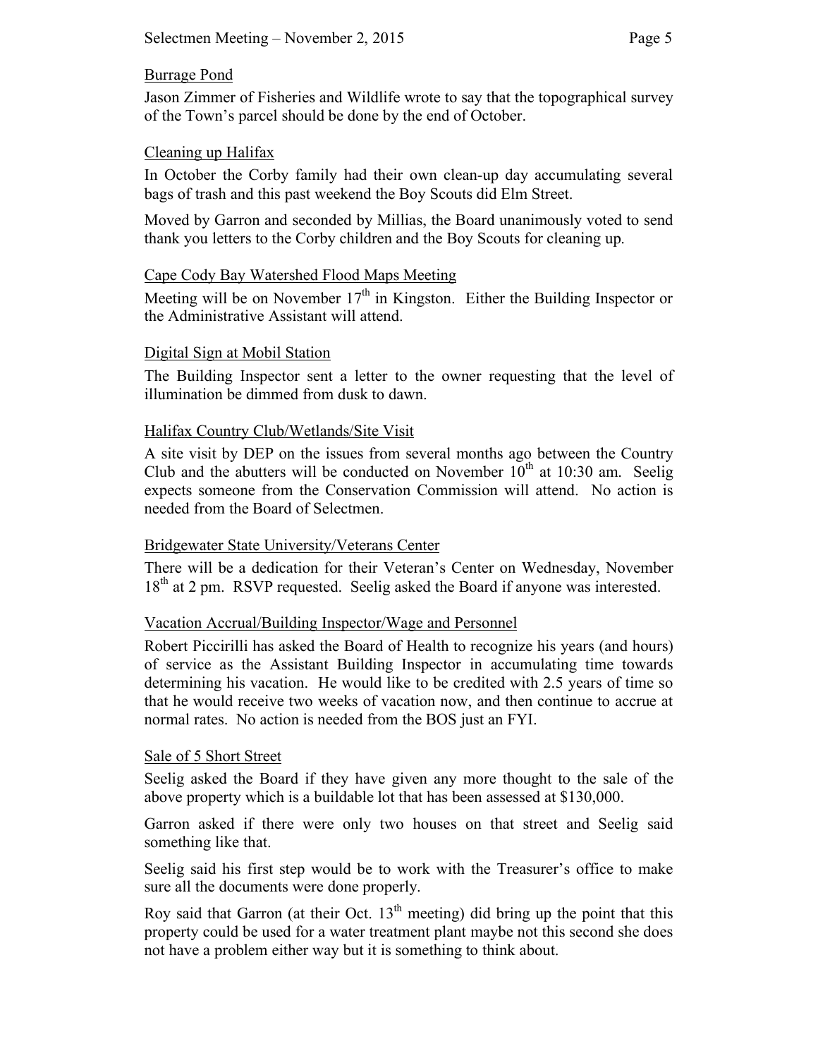Burrage Pond

Jason Zimmer of Fisheries and Wildlife wrote to say that the topographical survey of the Town's parcel should be done by the end of October.

Cleaning up Halifax

In October the Corby family had their own clean-up day accumulating several bags of trash and this past weekend the Boy Scouts did Elm Street.

Moved by Garron and seconded by Millias, the Board unanimously voted to send thank you letters to the Corby children and the Boy Scouts for cleaning up.

Cape Cody Bay Watershed Flood Maps Meeting

Meeting will be on November 17th in Kingston. Either the Building Inspector or the Administrative Assistant will attend.

Digital Sign at Mobil Station

The Building Inspector sent a letter to the owner requesting that the level of illumination be dimmed from dusk to dawn.

Halifax Country Club/Wetlands/Site Visit

A site visit by DEP on the issues from several months ago between the Country Club and the abutters will be conducted on November 10th at 10:30 am. Seelig expects someone from the Conservation Commission will attend. No action is needed from the Board of Selectmen.

Bridgewater State University/Veterans Center

There will be a dedication for their Veteran's Center on Wednesday, November 18th at 2 pm. RSVP requested. Seelig asked the Board if anyone was interested.

Vacation Accrual/Building Inspector/Wage and Personnel

Robert Piccirilli has asked the Board of Health to recognize his years (and hours) of service as the Assistant Building Inspector in accumulating time towards determining his vacation. He would like to be credited with 2.5 years of time so that he would receive two weeks of vacation now, and then continue to accrue at normal rates. No action is needed from the BOS just an FYI.

Sale of 5 Short Street

Seelig asked the Board if they have given any more thought to the sale of the above property which is a buildable lot that has been assessed at $130,000.

Garron asked if there were only two houses on that street and Seelig said something like that.

Seelig said his first step would be to work with the Treasurer's office to make sure all the documents were done properly.

Roy said that Garron (at their Oct. 13th meeting) did bring up the point that this property could be used for a water treatment plant maybe not this second she does not have a problem either way but it is something to think about.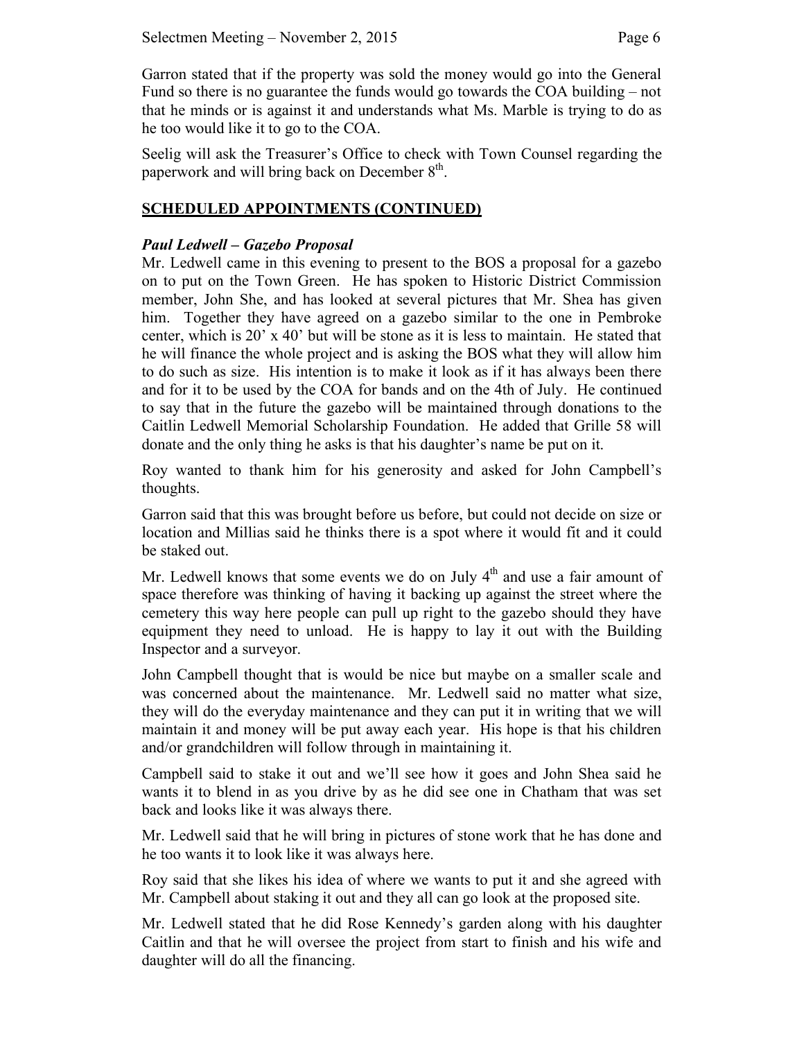Garron stated that if the property was sold the money would go into the General Fund so there is no guarantee the funds would go towards the COA building – not that he minds or is against it and understands what Ms. Marble is trying to do as he too would like it to go to the COA.

Seelig will ask the Treasurer's Office to check with Town Counsel regarding the paperwork and will bring back on December 8th.

## SCHEDULED APPOINTMENTS (CONTINUED)

### *Paul Ledwell – Gazebo Proposal*

Mr. Ledwell came in this evening to present to the BOS a proposal for a gazebo on to put on the Town Green. He has spoken to Historic District Commission member, John She, and has looked at several pictures that Mr. Shea has given him. Together they have agreed on a gazebo similar to the one in Pembroke center, which is 20' x 40' but will be stone as it is less to maintain. He stated that he will finance the whole project and is asking the BOS what they will allow him to do such as size. His intention is to make it look as if it has always been there and for it to be used by the COA for bands and on the 4th of July. He continued to say that in the future the gazebo will be maintained through donations to the Caitlin Ledwell Memorial Scholarship Foundation. He added that Grille 58 will donate and the only thing he asks is that his daughter's name be put on it.

Roy wanted to thank him for his generosity and asked for John Campbell's thoughts.

Garron said that this was brought before us before, but could not decide on size or location and Millias said he thinks there is a spot where it would fit and it could be staked out.

Mr. Ledwell knows that some events we do on July 4th and use a fair amount of space therefore was thinking of having it backing up against the street where the cemetery this way here people can pull up right to the gazebo should they have equipment they need to unload. He is happy to lay it out with the Building Inspector and a surveyor.

John Campbell thought that is would be nice but maybe on a smaller scale and was concerned about the maintenance. Mr. Ledwell said no matter what size, they will do the everyday maintenance and they can put it in writing that we will maintain it and money will be put away each year. His hope is that his children and/or grandchildren will follow through in maintaining it.

Campbell said to stake it out and we'll see how it goes and John Shea said he wants it to blend in as you drive by as he did see one in Chatham that was set back and looks like it was always there.

Mr. Ledwell said that he will bring in pictures of stone work that he has done and he too wants it to look like it was always here.

Roy said that she likes his idea of where we wants to put it and she agreed with Mr. Campbell about staking it out and they all can go look at the proposed site.

Mr. Ledwell stated that he did Rose Kennedy's garden along with his daughter Caitlin and that he will oversee the project from start to finish and his wife and daughter will do all the financing.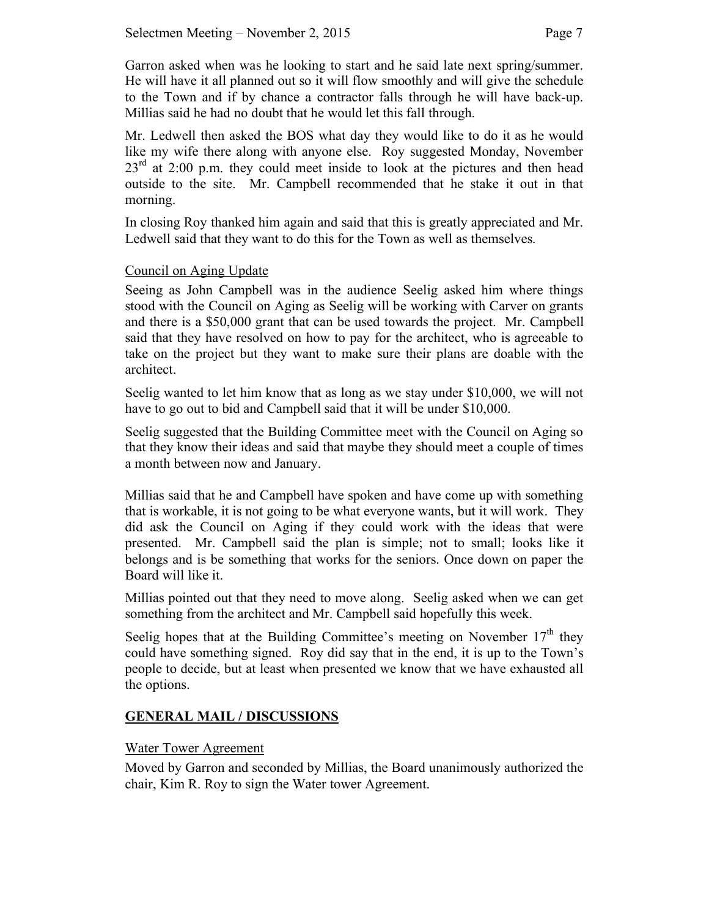Garron asked when was he looking to start and he said late next spring/summer. He will have it all planned out so it will flow smoothly and will give the schedule to the Town and if by chance a contractor falls through he will have back-up. Millias said he had no doubt that he would let this fall through.

Mr. Ledwell then asked the BOS what day they would like to do it as he would like my wife there along with anyone else. Roy suggested Monday, November 23rd at 2:00 p.m. they could meet inside to look at the pictures and then head outside to the site. Mr. Campbell recommended that he stake it out in that morning.

In closing Roy thanked him again and said that this is greatly appreciated and Mr. Ledwell said that they want to do this for the Town as well as themselves.

<u>Council on Aging Update</u>

Seeing as John Campbell was in the audience Seelig asked him where things stood with the Council on Aging as Seelig will be working with Carver on grants and there is a $50,000 grant that can be used towards the project. Mr. Campbell said that they have resolved on how to pay for the architect, who is agreeable to take on the project but they want to make sure their plans are doable with the architect.

Seelig wanted to let him know that as long as we stay under $10,000, we will not have to go out to bid and Campbell said that it will be under $10,000.

Seelig suggested that the Building Committee meet with the Council on Aging so that they know their ideas and said that maybe they should meet a couple of times a month between now and January.

Millias said that he and Campbell have spoken and have come up with something that is workable, it is not going to be what everyone wants, but it will work. They did ask the Council on Aging if they could work with the ideas that were presented. Mr. Campbell said the plan is simple; not to small; looks like it belongs and is be something that works for the seniors. Once down on paper the Board will like it.

Millias pointed out that they need to move along. Seelig asked when we can get something from the architect and Mr. Campbell said hopefully this week.

Seelig hopes that at the Building Committee's meeting on November 17th they could have something signed. Roy did say that in the end, it is up to the Town's people to decide, but at least when presented we know that we have exhausted all the options.

## GENERAL MAIL / DISCUSSIONS

<u>Water Tower Agreement</u>

Moved by Garron and seconded by Millias, the Board unanimously authorized the chair, Kim R. Roy to sign the Water tower Agreement.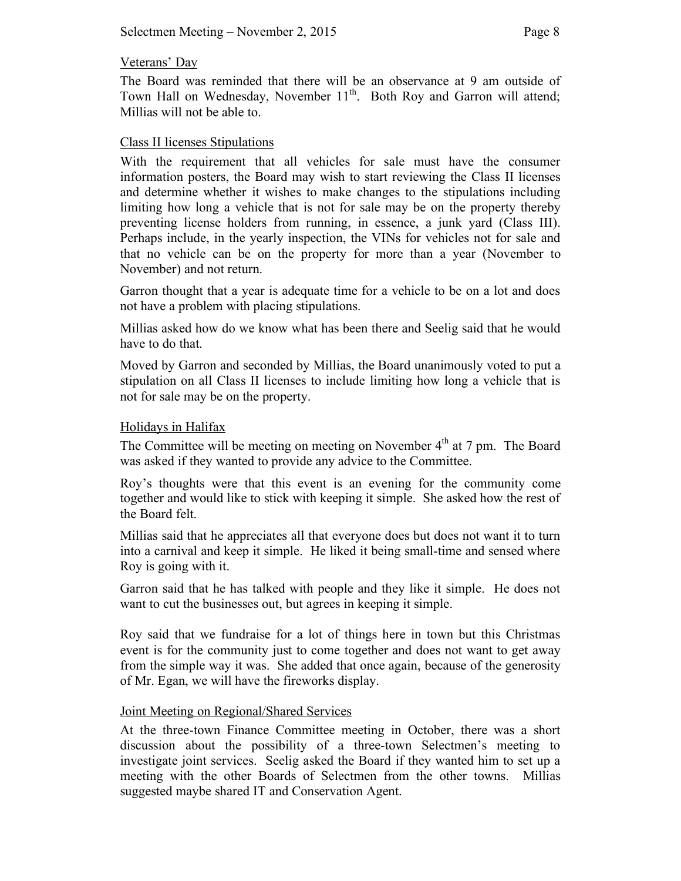## Veterans' Day

The Board was reminded that there will be an observance at 9 am outside of Town Hall on Wednesday, November 11th. Both Roy and Garron will attend; Millias will not be able to.

## Class II licenses Stipulations

With the requirement that all vehicles for sale must have the consumer information posters, the Board may wish to start reviewing the Class II licenses and determine whether it wishes to make changes to the stipulations including limiting how long a vehicle that is not for sale may be on the property thereby preventing license holders from running, in essence, a junk yard (Class III). Perhaps include, in the yearly inspection, the VINs for vehicles not for sale and that no vehicle can be on the property for more than a year (November to November) and not return.

Garron thought that a year is adequate time for a vehicle to be on a lot and does not have a problem with placing stipulations.

Millias asked how do we know what has been there and Seelig said that he would have to do that.

Moved by Garron and seconded by Millias, the Board unanimously voted to put a stipulation on all Class II licenses to include limiting how long a vehicle that is not for sale may be on the property.

## Holidays in Halifax

The Committee will be meeting on meeting on November 4th at 7 pm. The Board was asked if they wanted to provide any advice to the Committee.

Roy's thoughts were that this event is an evening for the community come together and would like to stick with keeping it simple. She asked how the rest of the Board felt.

Millias said that he appreciates all that everyone does but does not want it to turn into a carnival and keep it simple. He liked it being small-time and sensed where Roy is going with it.

Garron said that he has talked with people and they like it simple. He does not want to cut the businesses out, but agrees in keeping it simple.

Roy said that we fundraise for a lot of things here in town but this Christmas event is for the community just to come together and does not want to get away from the simple way it was. She added that once again, because of the generosity of Mr. Egan, we will have the fireworks display.

## Joint Meeting on Regional/Shared Services

At the three-town Finance Committee meeting in October, there was a short discussion about the possibility of a three-town Selectmen's meeting to investigate joint services. Seelig asked the Board if they wanted him to set up a meeting with the other Boards of Selectmen from the other towns. Millias suggested maybe shared IT and Conservation Agent.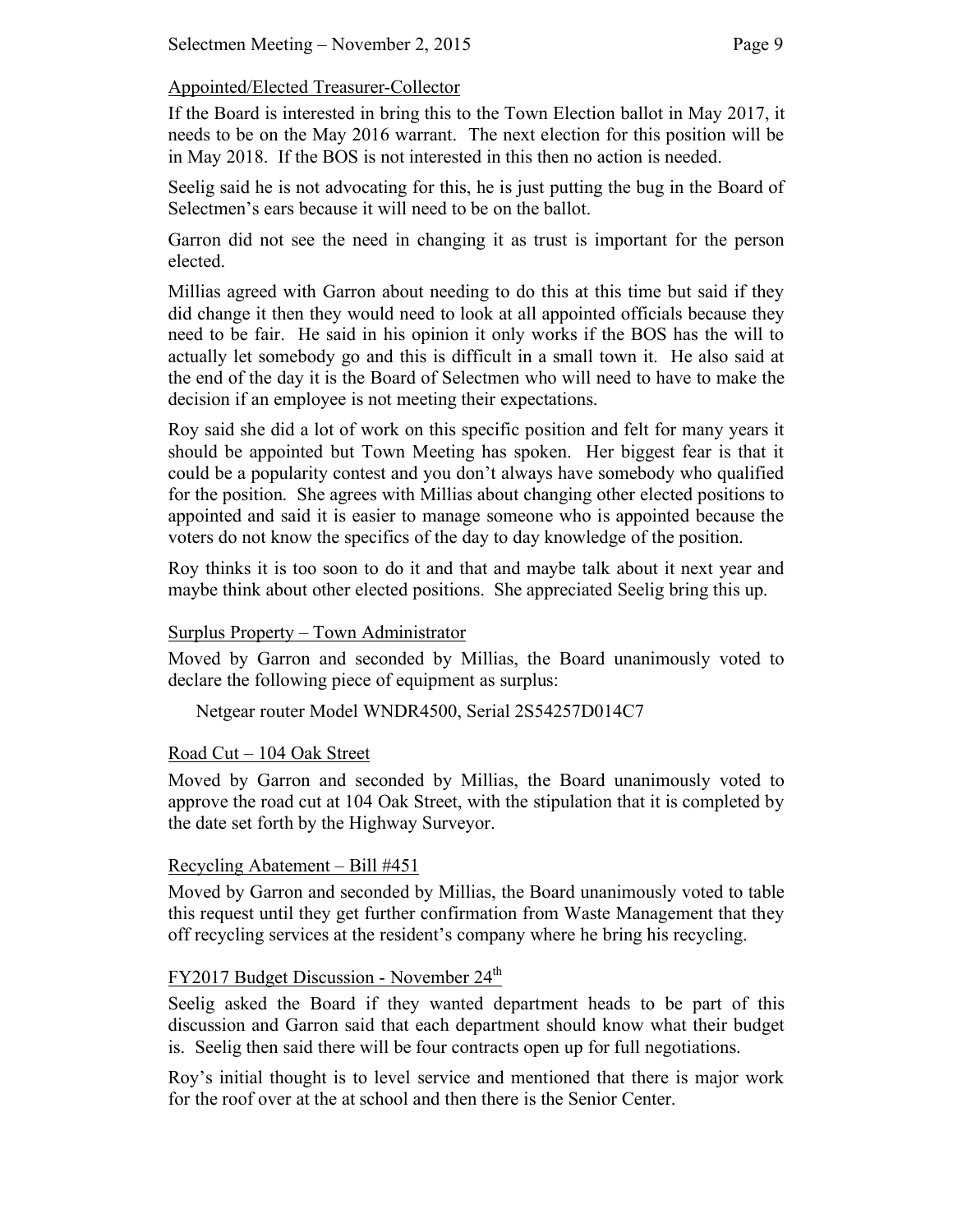Appointed/Elected Treasurer-Collector

If the Board is interested in bring this to the Town Election ballot in May 2017, it needs to be on the May 2016 warrant. The next election for this position will be in May 2018. If the BOS is not interested in this then no action is needed.

Seelig said he is not advocating for this, he is just putting the bug in the Board of Selectmen's ears because it will need to be on the ballot.

Garron did not see the need in changing it as trust is important for the person elected.

Millias agreed with Garron about needing to do this at this time but said if they did change it then they would need to look at all appointed officials because they need to be fair. He said in his opinion it only works if the BOS has the will to actually let somebody go and this is difficult in a small town it. He also said at the end of the day it is the Board of Selectmen who will need to have to make the decision if an employee is not meeting their expectations.

Roy said she did a lot of work on this specific position and felt for many years it should be appointed but Town Meeting has spoken. Her biggest fear is that it could be a popularity contest and you don't always have somebody who qualified for the position. She agrees with Millias about changing other elected positions to appointed and said it is easier to manage someone who is appointed because the voters do not know the specifics of the day to day knowledge of the position.

Roy thinks it is too soon to do it and that and maybe talk about it next year and maybe think about other elected positions. She appreciated Seelig bring this up.

Surplus Property – Town Administrator

Moved by Garron and seconded by Millias, the Board unanimously voted to declare the following piece of equipment as surplus:

Netgear router Model WNDR4500, Serial 2S54257D014C7

Road Cut – 104 Oak Street

Moved by Garron and seconded by Millias, the Board unanimously voted to approve the road cut at 104 Oak Street, with the stipulation that it is completed by the date set forth by the Highway Surveyor.

Recycling Abatement – Bill #451

Moved by Garron and seconded by Millias, the Board unanimously voted to table this request until they get further confirmation from Waste Management that they off recycling services at the resident's company where he bring his recycling.

FY2017 Budget Discussion - November 24th

Seelig asked the Board if they wanted department heads to be part of this discussion and Garron said that each department should know what their budget is. Seelig then said there will be four contracts open up for full negotiations.

Roy's initial thought is to level service and mentioned that there is major work for the roof over at the at school and then there is the Senior Center.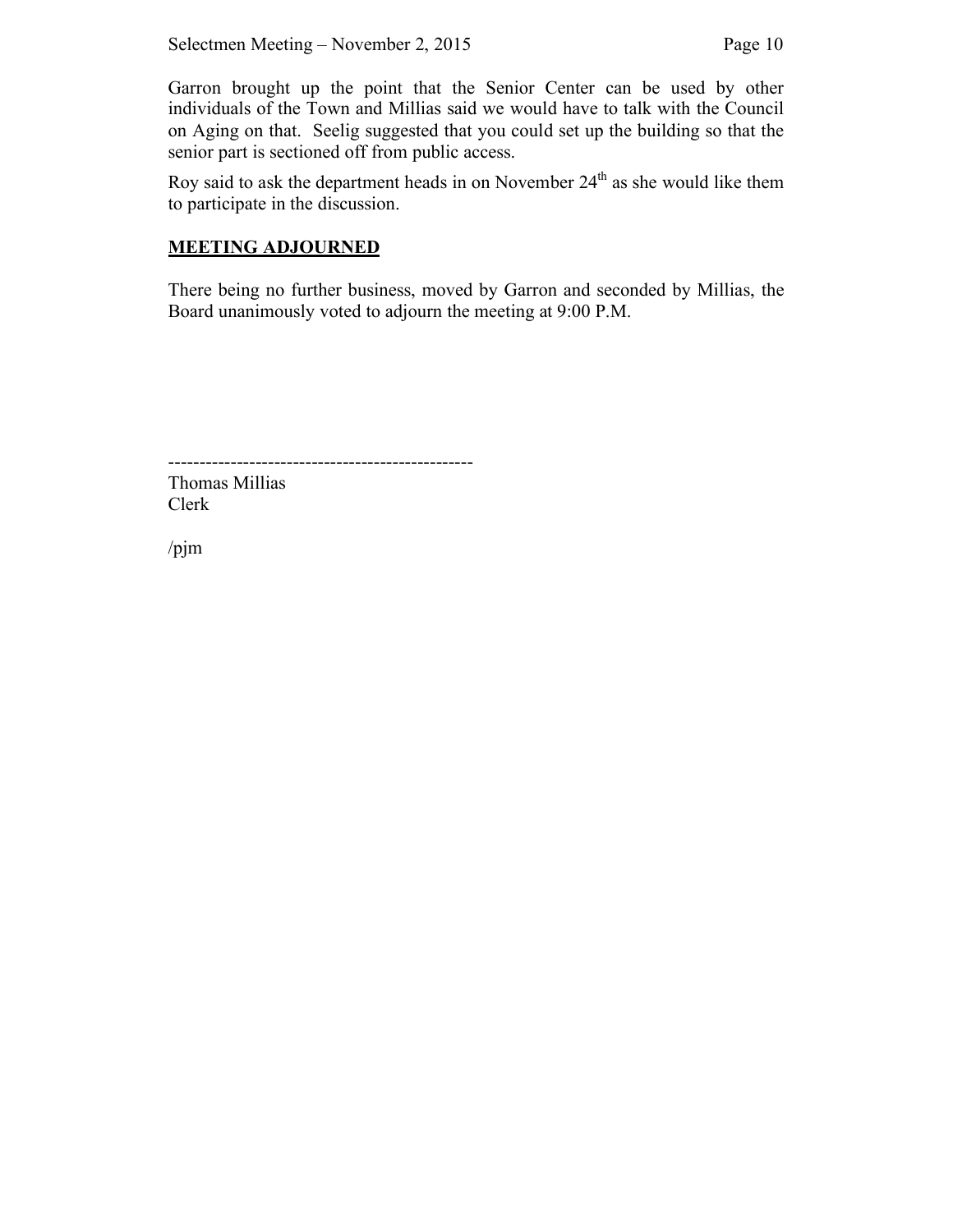Garron brought up the point that the Senior Center can be used by other individuals of the Town and Millias said we would have to talk with the Council on Aging on that. Seelig suggested that you could set up the building so that the senior part is sectioned off from public access.

Roy said to ask the department heads in on November 24th as she would like them to participate in the discussion.

**MEETING ADJOURNED**

There being no further business, moved by Garron and seconded by Millias, the Board unanimously voted to adjourn the meeting at 9:00 P.M.

-------------------------------------------------

Thomas Millias
Clerk

/pjm